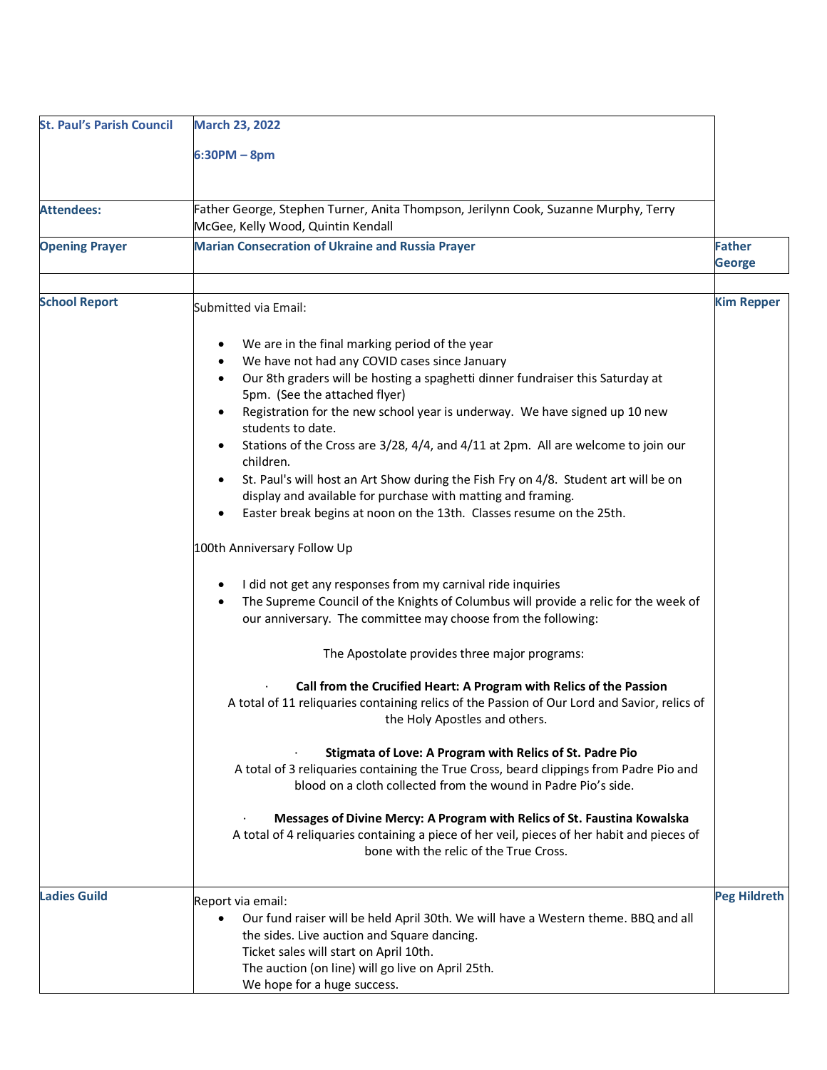| St. Paul's Parish Council | March 23, 2022<br><br>6:30PM – 8pm | |
|---|---|---|
| Attendees: | Father George, Stephen Turner, Anita Thompson, Jerilynn Cook, Suzanne Murphy, Terry McGee, Kelly Wood, Quintin Kendall | |
| Opening Prayer | Marian Consecration of Ukraine and Russia Prayer | Father George |
| | | |
| School Report | Submitted via Email:<br><br>• We are in the final marking period of the year<br>• We have not had any COVID cases since January<br>• Our 8th graders will be hosting a spaghetti dinner fundraiser this Saturday at 5pm. (See the attached flyer)<br>• Registration for the new school year is underway. We have signed up 10 new students to date.<br>• Stations of the Cross are 3/28, 4/4, and 4/11 at 2pm. All are welcome to join our children.<br>• St. Paul's will host an Art Show during the Fish Fry on 4/8. Student art will be on display and available for purchase with matting and framing.<br>• Easter break begins at noon on the 13th. Classes resume on the 25th.<br><br>100th Anniversary Follow Up<br><br>• I did not get any responses from my carnival ride inquiries<br>• The Supreme Council of the Knights of Columbus will provide a relic for the week of our anniversary. The committee may choose from the following:<br><br>The Apostolate provides three major programs:<br><br>· **Call from the Crucified Heart: A Program with Relics of the Passion**<br>A total of 11 reliquaries containing relics of the Passion of Our Lord and Savior, relics of the Holy Apostles and others.<br><br>· **Stigmata of Love: A Program with Relics of St. Padre Pio**<br>A total of 3 reliquaries containing the True Cross, beard clippings from Padre Pio and blood on a cloth collected from the wound in Padre Pio's side.<br><br>· **Messages of Divine Mercy: A Program with Relics of St. Faustina Kowalska**<br>A total of 4 reliquaries containing a piece of her veil, pieces of her habit and pieces of bone with the relic of the True Cross. | Kim Repper |
| Ladies Guild | Report via email:<br>• Our fund raiser will be held April 30th. We will have a Western theme. BBQ and all the sides. Live auction and Square dancing.<br>Ticket sales will start on April 10th.<br>The auction (on line) will go live on April 25th.<br>We hope for a huge success. | Peg Hildreth |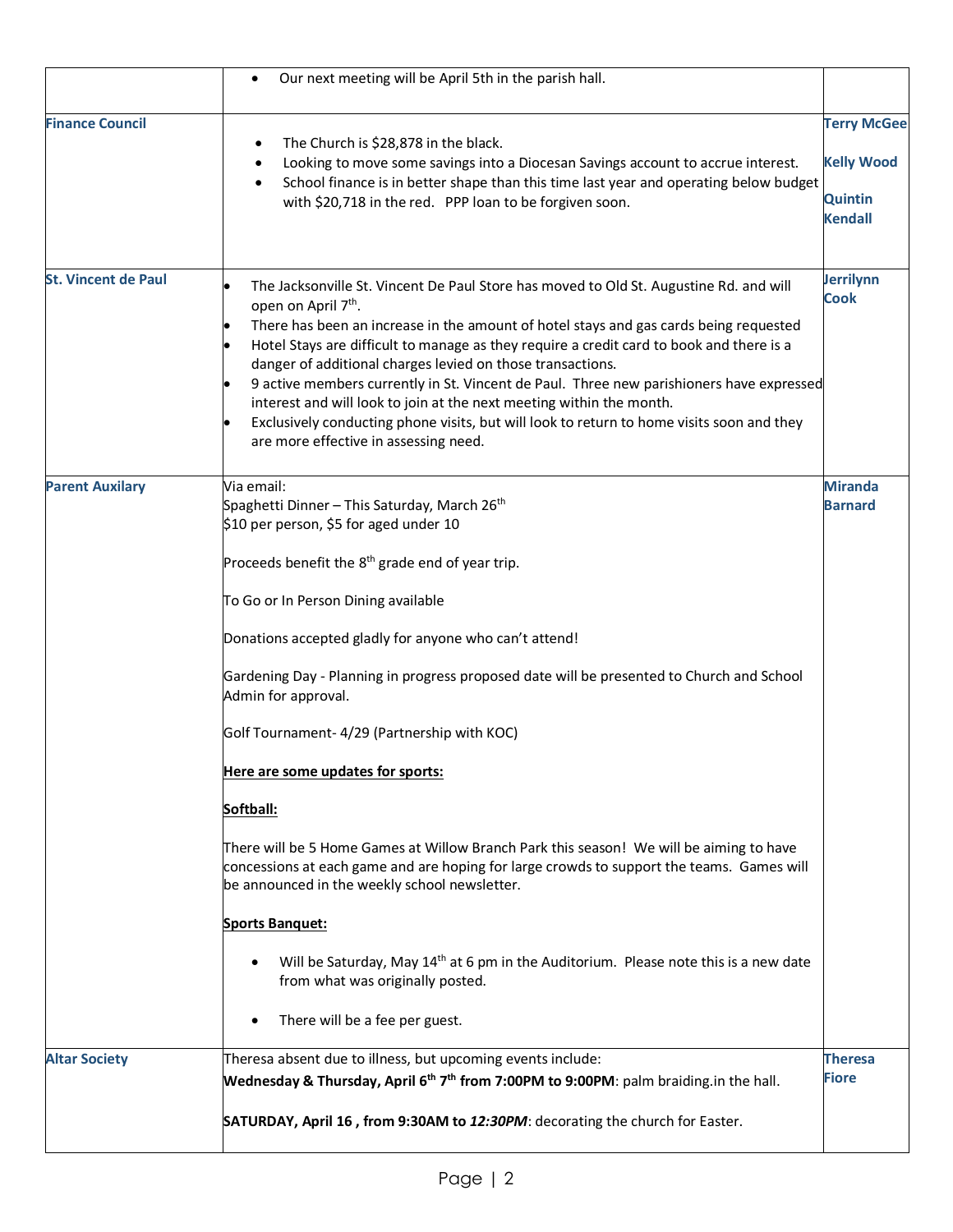| | | |
|---|---|---|
| | • Our next meeting will be April 5th in the parish hall. | |
| **Finance Council** | • The Church is $28,878 in the black.<br>• Looking to move some savings into a Diocesan Savings account to accrue interest.<br>• School finance is in better shape than this time last year and operating below budget with $20,718 in the red. PPP loan to be forgiven soon. | **Terry McGee**<br><br>**Kelly Wood**<br><br>**Quintin Kendall** |
| **St. Vincent de Paul** | • The Jacksonville St. Vincent De Paul Store has moved to Old St. Augustine Rd. and will open on April 7th.<br>• There has been an increase in the amount of hotel stays and gas cards being requested<br>• Hotel Stays are difficult to manage as they require a credit card to book and there is a danger of additional charges levied on those transactions.<br>• 9 active members currently in St. Vincent de Paul. Three new parishioners have expressed interest and will look to join at the next meeting within the month.<br>• Exclusively conducting phone visits, but will look to return to home visits soon and they are more effective in assessing need. | **Jerrilynn Cook** |
| **Parent Auxilary** | Via email:<br>Spaghetti Dinner – This Saturday, March 26th<br>$10 per person, $5 for aged under 10<br><br>Proceeds benefit the 8th grade end of year trip.<br><br>To Go or In Person Dining available<br><br>Donations accepted gladly for anyone who can't attend!<br><br>Gardening Day - Planning in progress proposed date will be presented to Church and School Admin for approval.<br><br>Golf Tournament- 4/29 (Partnership with KOC)<br><br>**Here are some updates for sports:**<br><br>**Softball:**<br><br>There will be 5 Home Games at Willow Branch Park this season! We will be aiming to have concessions at each game and are hoping for large crowds to support the teams. Games will be announced in the weekly school newsletter.<br><br>**Sports Banquet:**<br><br>• Will be Saturday, May 14th at 6 pm in the Auditorium. Please note this is a new date from what was originally posted.<br><br>• There will be a fee per guest. | **Miranda Barnard** |
| **Altar Society** | Theresa absent due to illness, but upcoming events include:<br>**Wednesday & Thursday, April 6th 7th from 7:00PM to 9:00PM**: palm braiding.in the hall.<br><br>**SATURDAY, April 16 , from 9:30AM to *12:30PM***: decorating the church for Easter. | **Theresa Fiore** |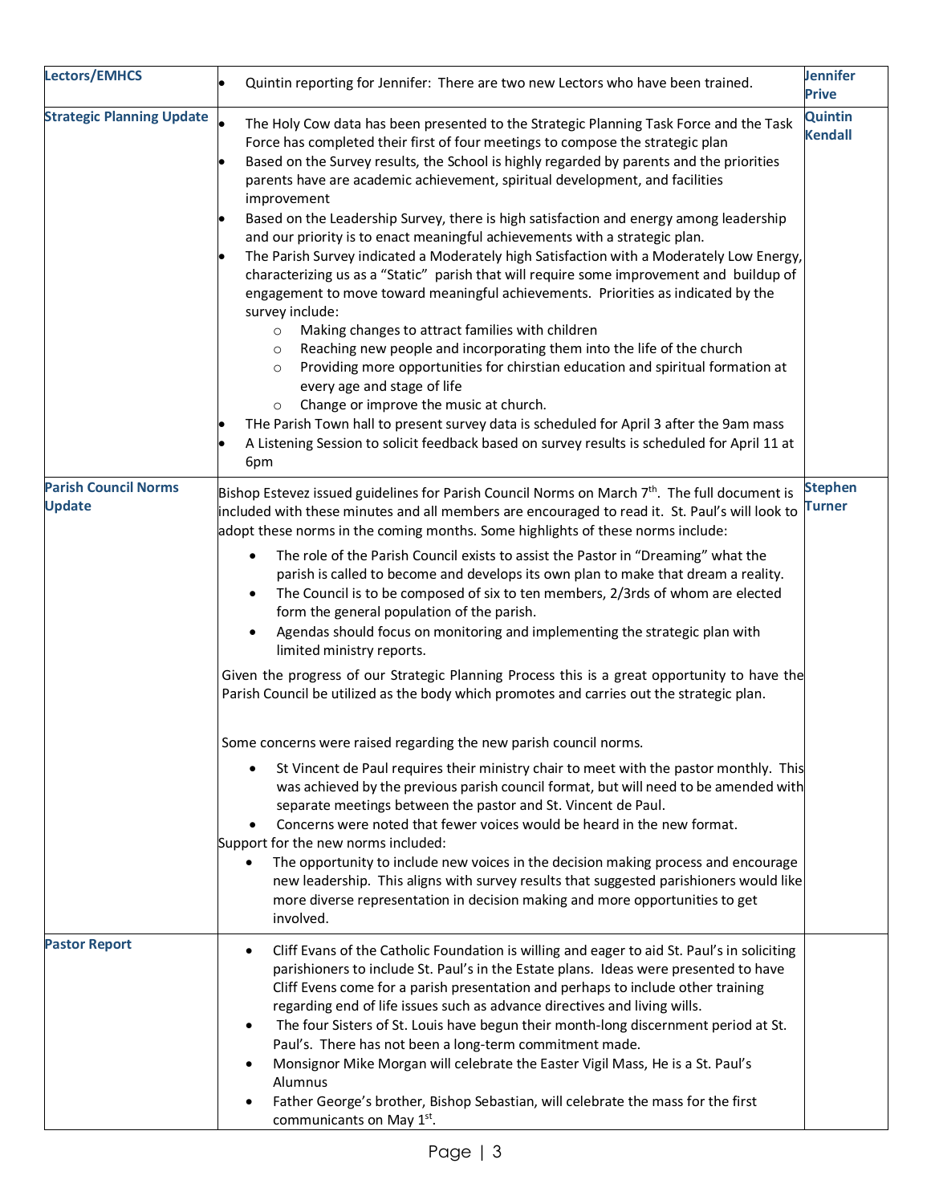| | | |
|---|---|---|
| **Lectors/EMHCS** | • Quintin reporting for Jennifer: There are two new Lectors who have been trained. | **Jennifer Prive** |
| **Strategic Planning Update** | • The Holy Cow data has been presented to the Strategic Planning Task Force and the Task Force has completed their first of four meetings to compose the strategic plan<br>• Based on the Survey results, the School is highly regarded by parents and the priorities parents have are academic achievement, spiritual development, and facilities improvement<br>• Based on the Leadership Survey, there is high satisfaction and energy among leadership and our priority is to enact meaningful achievements with a strategic plan.<br>• The Parish Survey indicated a Moderately high Satisfaction with a Moderately Low Energy, characterizing us as a "Static" parish that will require some improvement and buildup of engagement to move toward meaningful achievements. Priorities as indicated by the survey include:<br>&nbsp;&nbsp;&nbsp;&nbsp;○ Making changes to attract families with children<br>&nbsp;&nbsp;&nbsp;&nbsp;○ Reaching new people and incorporating them into the life of the church<br>&nbsp;&nbsp;&nbsp;&nbsp;○ Providing more opportunities for chirstian education and spiritual formation at every age and stage of life<br>&nbsp;&nbsp;&nbsp;&nbsp;○ Change or improve the music at church.<br>• THe Parish Town hall to present survey data is scheduled for April 3 after the 9am mass<br>• A Listening Session to solicit feedback based on survey results is scheduled for April 11 at 6pm | **Quintin Kendall** |
| **Parish Council Norms Update** | Bishop Estevez issued guidelines for Parish Council Norms on March 7th. The full document is included with these minutes and all members are encouraged to read it. St. Paul's will look to adopt these norms in the coming months. Some highlights of these norms include:<br>• The role of the Parish Council exists to assist the Pastor in "Dreaming" what the parish is called to become and develops its own plan to make that dream a reality.<br>• The Council is to be composed of six to ten members, 2/3rds of whom are elected form the general population of the parish.<br>• Agendas should focus on monitoring and implementing the strategic plan with limited ministry reports.<br><br>Given the progress of our Strategic Planning Process this is a great opportunity to have the Parish Council be utilized as the body which promotes and carries out the strategic plan.<br><br>Some concerns were raised regarding the new parish council norms.<br>• St Vincent de Paul requires their ministry chair to meet with the pastor monthly. This was achieved by the previous parish council format, but will need to be amended with separate meetings between the pastor and St. Vincent de Paul.<br>• Concerns were noted that fewer voices would be heard in the new format.<br><br>Support for the new norms included:<br>• The opportunity to include new voices in the decision making process and encourage new leadership. This aligns with survey results that suggested parishioners would like more diverse representation in decision making and more opportunities to get involved. | **Stephen Turner** |
| **Pastor Report** | • Cliff Evans of the Catholic Foundation is willing and eager to aid St. Paul's in soliciting parishioners to include St. Paul's in the Estate plans. Ideas were presented to have Cliff Evens come for a parish presentation and perhaps to include other training regarding end of life issues such as advance directives and living wills.<br>• The four Sisters of St. Louis have begun their month-long discernment period at St. Paul's. There has not been a long-term commitment made.<br>• Monsignor Mike Morgan will celebrate the Easter Vigil Mass, He is a St. Paul's Alumnus<br>• Father George's brother, Bishop Sebastian, will celebrate the mass for the first communicants on May 1st. | |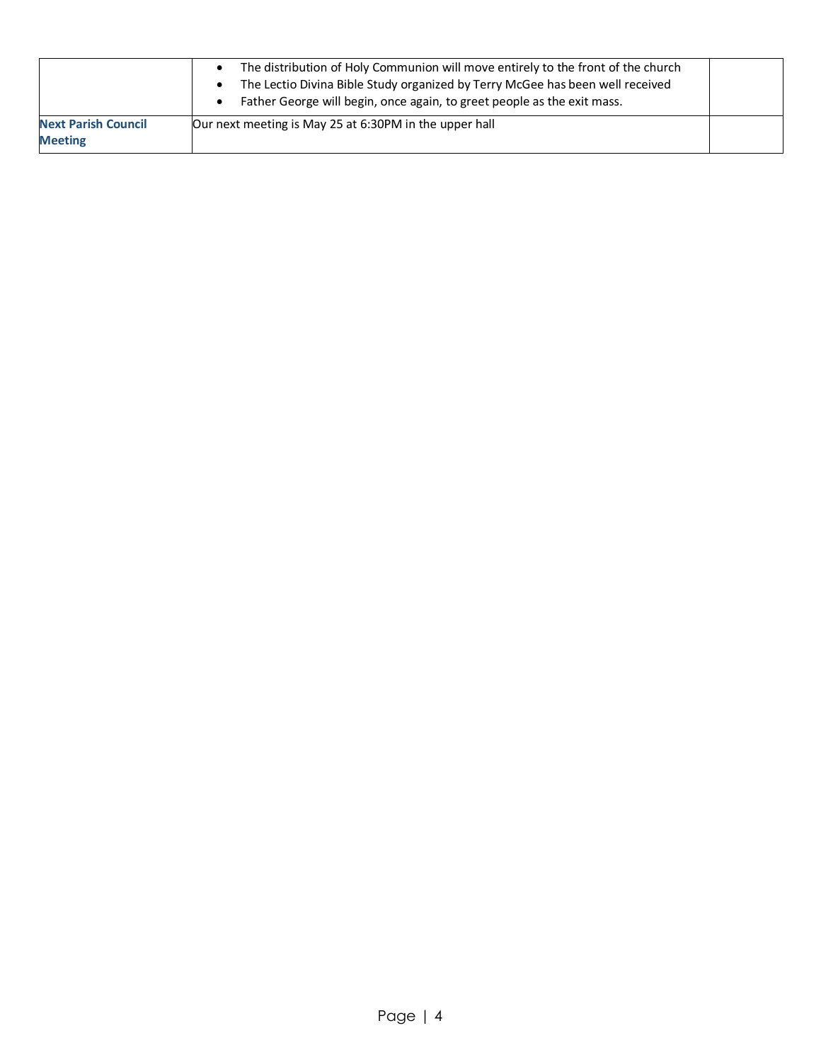| | | |
|---|---|---|
| | • The distribution of Holy Communion will move entirely to the front of the church<br>• The Lectio Divina Bible Study organized by Terry McGee has been well received<br>• Father George will begin, once again, to greet people as the exit mass. | |
| **Next Parish Council Meeting** | Our next meeting is May 25 at 6:30PM in the upper hall | |